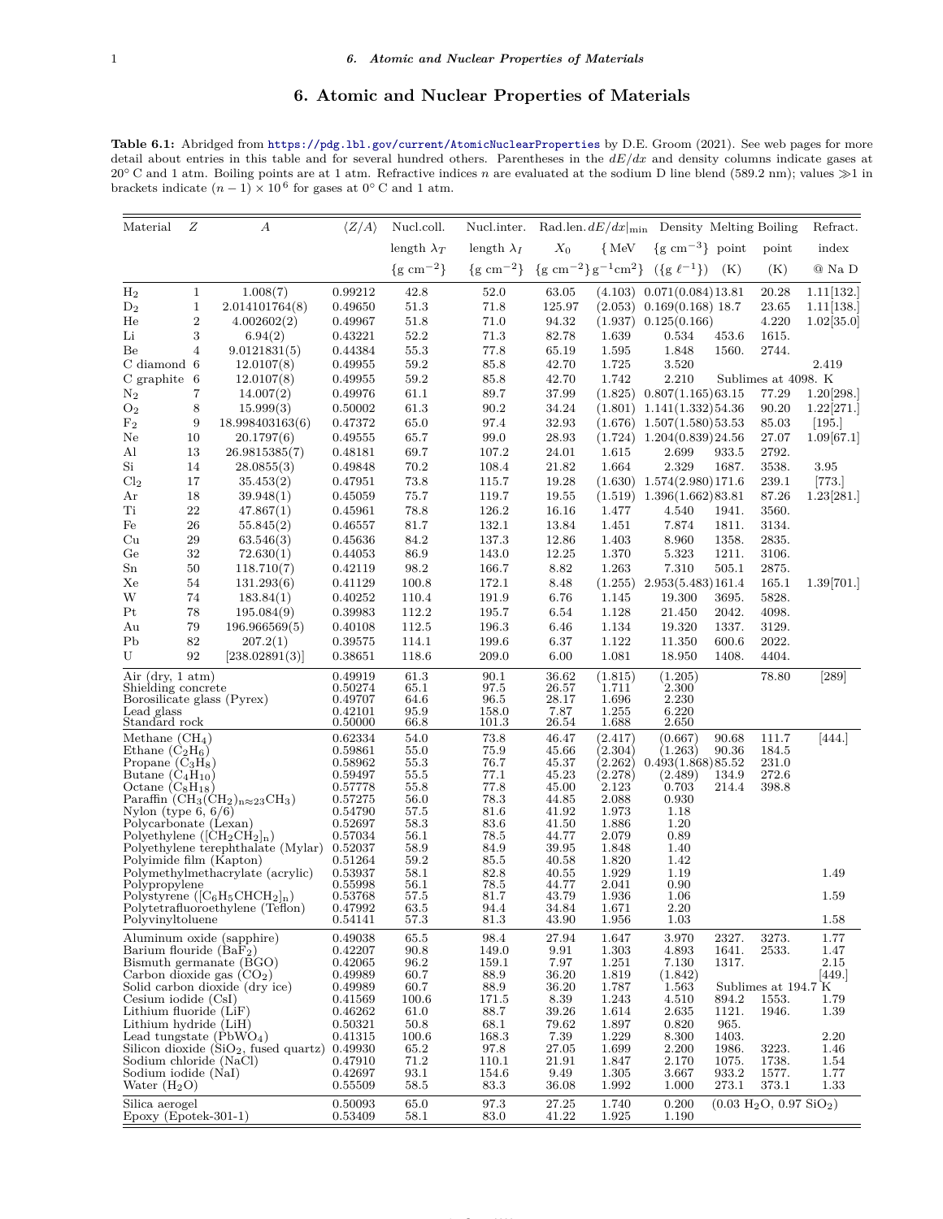# 6. Atomic and Nuclear Properties of Materials

**Table 6.1:** Abridged from https://pdg.lbl.gov/current/AtomicNuclearProperties by D.E. Groom (2021). See web pages for more detail about entries in this table and for several hundred others. Parentheses in the $dE/dx$ and density columns indicate gases at 20° C and 1 atm. Boiling points are at 1 atm. Refractive indices $n$ are evaluated at the sodium D line blend (589.2 nm); values ≫1 in brackets indicate $(n-1)\times 10^6$ for gases at 0° C and 1 atm.

| Material | $Z$ | $A$ | $\langle Z/A\rangle$ | Nucl.coll. length $\lambda_T$ {g cm$^{-2}$} | Nucl.inter. length $\lambda_I$ {g cm$^{-2}$} | Rad.len. $X_0$ {g cm$^{-2}$} | $dE/dx\|_{\rm min}$ {MeV g$^{-1}$cm$^2$} | Density {g cm$^{-3}$} ({g $\ell^{-1}$}) | Melting point (K) | Boiling point (K) | Refract. index @ Na D |
|---|---|---|---|---|---|---|---|---|---|---|---|
| $H_2$ | 1 | 1.008(7) | 0.99212 | 42.8 | 52.0 | 63.05 | (4.103) | 0.071(0.084) | 13.81 | 20.28 | 1.11[132.] |
| $D_2$ | 1 | 2.014101764(8) | 0.49650 | 51.3 | 71.8 | 125.97 | (2.053) | 0.169(0.168) | 18.7 | 23.65 | 1.11[138.] |
| He | 2 | 4.002602(2) | 0.49967 | 51.8 | 71.0 | 94.32 | (1.937) | 0.125(0.166) | | 4.220 | 1.02[35.0] |
| Li | 3 | 6.94(2) | 0.43221 | 52.2 | 71.3 | 82.78 | 1.639 | 0.534 | 453.6 | 1615. | |
| Be | 4 | 9.0121831(5) | 0.44384 | 55.3 | 77.8 | 65.19 | 1.595 | 1.848 | 1560. | 2744. | |
| C diamond | 6 | 12.0107(8) | 0.49955 | 59.2 | 85.8 | 42.70 | 1.725 | 3.520 | | | 2.419 |
| C graphite | 6 | 12.0107(8) | 0.49955 | 59.2 | 85.8 | 42.70 | 1.742 | 2.210 | Sublimes at 4098. K | | |
| $N_2$ | 7 | 14.007(2) | 0.49976 | 61.1 | 89.7 | 37.99 | (1.825) | 0.807(1.165) | 63.15 | 77.29 | 1.20[298.] |
| $O_2$ | 8 | 15.999(3) | 0.50002 | 61.3 | 90.2 | 34.24 | (1.801) | 1.141(1.332) | 54.36 | 90.20 | 1.22[271.] |
| $F_2$ | 9 | 18.998403163(6) | 0.47372 | 65.0 | 97.4 | 32.93 | (1.676) | 1.507(1.580) | 53.53 | 85.03 | [195.] |
| Ne | 10 | 20.1797(6) | 0.49555 | 65.7 | 99.0 | 28.93 | (1.724) | 1.204(0.839) | 24.56 | 27.07 | 1.09[67.1] |
| Al | 13 | 26.9815385(7) | 0.48181 | 69.7 | 107.2 | 24.01 | 1.615 | 2.699 | 933.5 | 2792. | |
| Si | 14 | 28.0855(3) | 0.49848 | 70.2 | 108.4 | 21.82 | 1.664 | 2.329 | 1687. | 3538. | 3.95 |
| $Cl_2$ | 17 | 35.453(2) | 0.47951 | 73.8 | 115.7 | 19.28 | (1.630) | 1.574(2.980) | 171.6 | 239.1 | [773.] |
| Ar | 18 | 39.948(1) | 0.45059 | 75.7 | 119.7 | 19.55 | (1.519) | 1.396(1.662) | 83.81 | 87.26 | 1.23[281.] |
| Ti | 22 | 47.867(1) | 0.45961 | 78.8 | 126.2 | 16.16 | 1.477 | 4.540 | 1941. | 3560. | |
| Fe | 26 | 55.845(2) | 0.46557 | 81.7 | 132.1 | 13.84 | 1.451 | 7.874 | 1811. | 3134. | |
| Cu | 29 | 63.546(3) | 0.45636 | 84.2 | 137.3 | 12.86 | 1.403 | 8.960 | 1358. | 2835. | |
| Ge | 32 | 72.630(1) | 0.44053 | 86.9 | 143.0 | 12.25 | 1.370 | 5.323 | 1211. | 3106. | |
| Sn | 50 | 118.710(7) | 0.42119 | 98.2 | 166.7 | 8.82 | 1.263 | 7.310 | 505.1 | 2875. | |
| Xe | 54 | 131.293(6) | 0.41129 | 100.8 | 172.1 | 8.48 | (1.255) | 2.953(5.483) | 161.4 | 165.1 | 1.39[701.] |
| W | 74 | 183.84(1) | 0.40252 | 110.4 | 191.9 | 6.76 | 1.145 | 19.300 | 3695. | 5828. | |
| Pt | 78 | 195.084(9) | 0.39983 | 112.2 | 195.7 | 6.54 | 1.128 | 21.450 | 2042. | 4098. | |
| Au | 79 | 196.966569(5) | 0.40108 | 112.5 | 196.3 | 6.46 | 1.134 | 19.320 | 1337. | 3129. | |
| Pb | 82 | 207.2(1) | 0.39575 | 114.1 | 199.6 | 6.37 | 1.122 | 11.350 | 600.6 | 2022. | |
| U | 92 | [238.02891(3)] | 0.38651 | 118.6 | 209.0 | 6.00 | 1.081 | 18.950 | 1408. | 4404. | |
| Air (dry, 1 atm) | | | 0.49919 | 61.3 | 90.1 | 36.62 | (1.815) | (1.205) | | 78.80 | [289] |
| Shielding concrete | | | 0.50274 | 65.1 | 97.5 | 26.57 | 1.711 | 2.300 | | | |
| Borosilicate glass (Pyrex) | | | 0.49707 | 64.6 | 96.5 | 28.17 | 1.696 | 2.230 | | | |
| Lead glass | | | 0.42101 | 95.9 | 158.0 | 7.87 | 1.255 | 6.220 | | | |
| Standard rock | | | 0.50000 | 66.8 | 101.3 | 26.54 | 1.688 | 2.650 | | | |
| Methane ($CH_4$) | | | 0.62334 | 54.0 | 73.8 | 46.47 | (2.417) | (0.667) | 90.68 | 111.7 | [444.] |
| Ethane ($C_2H_6$) | | | 0.59861 | 55.0 | 75.9 | 45.66 | (2.304) | (1.263) | 90.36 | 184.5 | |
| Propane ($C_3H_8$) | | | 0.58962 | 55.3 | 76.7 | 45.37 | (2.262) | 0.493(1.868) | 85.52 | 231.0 | |
| Butane ($C_4H_{10}$) | | | 0.59497 | 55.5 | 77.1 | 45.23 | (2.278) | (2.489) | 134.9 | 272.6 | |
| Octane ($C_8H_{18}$) | | | 0.57778 | 55.8 | 77.8 | 45.00 | 2.123 | 0.703 | 214.4 | 398.8 | |
| Paraffin ($CH_3(CH_2)_{n\approx23}CH_3$) | | | 0.57275 | 56.0 | 78.3 | 44.85 | 2.088 | 0.930 | | | |
| Nylon (type 6, 6/6) | | | 0.54790 | 57.5 | 81.6 | 41.92 | 1.973 | 1.18 | | | |
| Polycarbonate (Lexan) | | | 0.52697 | 58.3 | 83.6 | 41.50 | 1.886 | 1.20 | | | |
| Polyethylene ($[CH_2CH_2]_n$) | | | 0.57034 | 56.1 | 78.5 | 44.77 | 2.079 | 0.89 | | | |
| Polyethylene terephthalate (Mylar) | | | 0.52037 | 58.9 | 84.9 | 39.95 | 1.848 | 1.40 | | | |
| Polyimide film (Kapton) | | | 0.51264 | 59.2 | 85.5 | 40.58 | 1.820 | 1.42 | | | |
| Polymethylmethacrylate (acrylic) | | | 0.53937 | 58.1 | 82.8 | 40.55 | 1.929 | 1.19 | | | 1.49 |
| Polypropylene | | | 0.55998 | 56.1 | 78.5 | 44.77 | 2.041 | 0.90 | | | |
| Polystyrene ($[C_6H_5CHCH_2]_n$) | | | 0.53768 | 57.5 | 81.7 | 43.79 | 1.936 | 1.06 | | | 1.59 |
| Polytetrafluoroethylene (Teflon) | | | 0.47992 | 63.5 | 94.4 | 34.84 | 1.671 | 2.20 | | | |
| Polyvinyltoluene | | | 0.54141 | 57.3 | 81.3 | 43.90 | 1.956 | 1.03 | | | 1.58 |
| Aluminum oxide (sapphire) | | | 0.49038 | 65.5 | 98.4 | 27.94 | 1.647 | 3.970 | 2327. | 3273. | 1.77 |
| Barium flouride ($BaF_2$) | | | 0.42207 | 90.8 | 149.0 | 9.91 | 1.303 | 4.893 | 1641. | 2533. | 1.47 |
| Bismuth germanate (BGO) | | | 0.42065 | 96.2 | 159.1 | 7.97 | 1.251 | 7.130 | 1317. | | 2.15 |
| Carbon dioxide gas ($CO_2$) | | | 0.49989 | 60.7 | 88.9 | 36.20 | 1.819 | (1.842) | | | [449.] |
| Solid carbon dioxide (dry ice) | | | 0.49989 | 60.7 | 88.9 | 36.20 | 1.787 | 1.563 | Sublimes at 194.7 K | | |
| Cesium iodide (CsI) | | | 0.41569 | 100.6 | 171.5 | 8.39 | 1.243 | 4.510 | 894.2 | 1553. | 1.79 |
| Lithium fluoride (LiF) | | | 0.46262 | 61.0 | 88.7 | 39.26 | 1.614 | 2.635 | 1121. | 1946. | 1.39 |
| Lithium hydride (LiH) | | | 0.50321 | 50.8 | 68.1 | 79.62 | 1.897 | 0.820 | 965. | | |
| Lead tungstate ($PbWO_4$) | | | 0.41315 | 100.6 | 168.3 | 7.39 | 1.229 | 8.300 | 1403. | | 2.20 |
| Silicon dioxide ($SiO_2$, fused quartz) | | | 0.49930 | 65.2 | 97.8 | 27.05 | 1.699 | 2.200 | 1986. | 3223. | 1.46 |
| Sodium chloride (NaCl) | | | 0.47910 | 71.2 | 110.1 | 21.91 | 1.847 | 2.170 | 1075. | 1738. | 1.54 |
| Sodium iodide (NaI) | | | 0.42697 | 93.1 | 154.6 | 9.49 | 1.305 | 3.667 | 933.2 | 1577. | 1.77 |
| Water ($H_2O$) | | | 0.55509 | 58.5 | 83.3 | 36.08 | 1.992 | 1.000 | 273.1 | 373.1 | 1.33 |
| Silica aerogel | | | 0.50093 | 65.0 | 97.3 | 27.25 | 1.740 | 0.200 | (0.03 $H_2O$, 0.97 $SiO_2$) | | |
| Epoxy (Epotek-301-1) | | | 0.53409 | 58.1 | 83.0 | 41.22 | 1.925 | 1.190 | | | |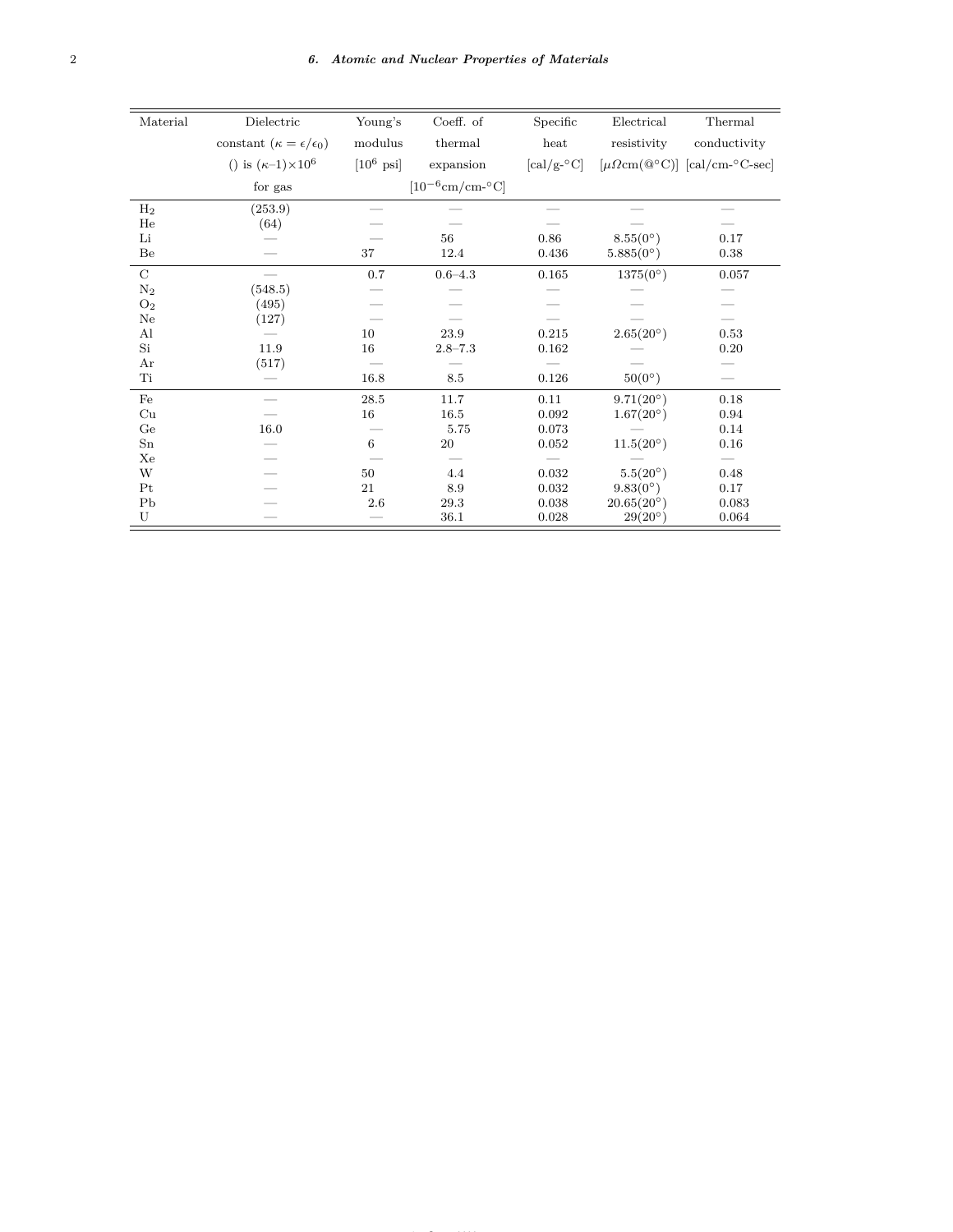| Material | Dielectric constant ($\kappa = \epsilon/\epsilon_0$) () is $(\kappa–1)\times10^6$ for gas | Young's modulus [$10^6$ psi] | Coeff. of thermal expansion [$10^{-6}$cm/cm-°C] | Specific heat [cal/g-°C] | Electrical resistivity [$\mu\Omega$cm(@°C)] | Thermal conductivity [cal/cm-°C-sec] |
|---|---|---|---|---|---|---|
| $H_2$ | (253.9) | — | — | — | — | — |
| He | (64) | — | — | — | — | — |
| Li | — | — | 56 | 0.86 | 8.55(0°) | 0.17 |
| Be | — | 37 | 12.4 | 0.436 | 5.885(0°) | 0.38 |
| C | — | 0.7 | 0.6–4.3 | 0.165 | 1375(0°) | 0.057 |
| $N_2$ | (548.5) | — | — | — | — | — |
| $O_2$ | (495) | — | — | — | — | — |
| Ne | (127) | — | — | — | — | — |
| Al | — | 10 | 23.9 | 0.215 | 2.65(20°) | 0.53 |
| Si | 11.9 | 16 | 2.8–7.3 | 0.162 | — | 0.20 |
| Ar | (517) | — | — | — | — | — |
| Ti | — | 16.8 | 8.5 | 0.126 | 50(0°) | — |
| Fe | — | 28.5 | 11.7 | 0.11 | 9.71(20°) | 0.18 |
| Cu | — | 16 | 16.5 | 0.092 | 1.67(20°) | 0.94 |
| Ge | 16.0 | — | 5.75 | 0.073 | — | 0.14 |
| Sn | — | 6 | 20 | 0.052 | 11.5(20°) | 0.16 |
| Xe | — | — | — | — | — | — |
| W | — | 50 | 4.4 | 0.032 | 5.5(20°) | 0.48 |
| Pt | — | 21 | 8.9 | 0.032 | 9.83(0°) | 0.17 |
| Pb | — | 2.6 | 29.3 | 0.038 | 20.65(20°) | 0.083 |
| U | — | — | 36.1 | 0.028 | 29(20°) | 0.064 |